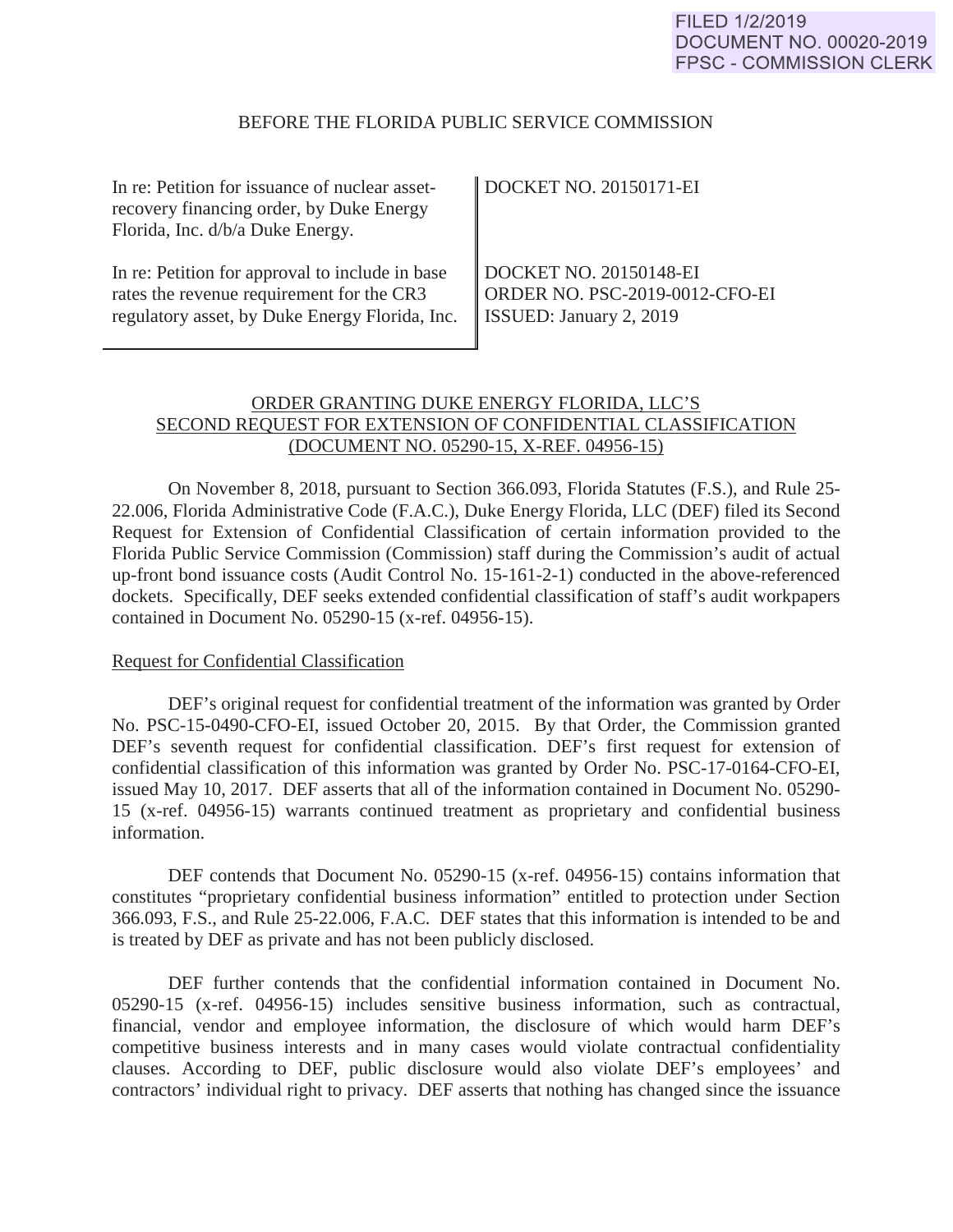FILED 1/2/2019
DOCUMENT NO. 00020-2019
FPSC - COMMISSION CLERK

BEFORE THE FLORIDA PUBLIC SERVICE COMMISSION

| | |
|---|---|
| In re: Petition for issuance of nuclear asset-recovery financing order, by Duke Energy Florida, Inc. d/b/a Duke Energy. | DOCKET NO. 20150171-EI |
| In re: Petition for approval to include in base rates the revenue requirement for the CR3 regulatory asset, by Duke Energy Florida, Inc. | DOCKET NO. 20150148-EI<br>ORDER NO. PSC-2019-0012-CFO-EI<br>ISSUED: January 2, 2019 |

ORDER GRANTING DUKE ENERGY FLORIDA, LLC'S SECOND REQUEST FOR EXTENSION OF CONFIDENTIAL CLASSIFICATION (DOCUMENT NO. 05290-15, X-REF. 04956-15)

On November 8, 2018, pursuant to Section 366.093, Florida Statutes (F.S.), and Rule 25-22.006, Florida Administrative Code (F.A.C.), Duke Energy Florida, LLC (DEF) filed its Second Request for Extension of Confidential Classification of certain information provided to the Florida Public Service Commission (Commission) staff during the Commission's audit of actual up-front bond issuance costs (Audit Control No. 15-161-2-1) conducted in the above-referenced dockets. Specifically, DEF seeks extended confidential classification of staff's audit workpapers contained in Document No. 05290-15 (x-ref. 04956-15).

Request for Confidential Classification

DEF's original request for confidential treatment of the information was granted by Order No. PSC-15-0490-CFO-EI, issued October 20, 2015. By that Order, the Commission granted DEF's seventh request for confidential classification. DEF's first request for extension of confidential classification of this information was granted by Order No. PSC-17-0164-CFO-EI, issued May 10, 2017. DEF asserts that all of the information contained in Document No. 05290-15 (x-ref. 04956-15) warrants continued treatment as proprietary and confidential business information.

DEF contends that Document No. 05290-15 (x-ref. 04956-15) contains information that constitutes "proprietary confidential business information" entitled to protection under Section 366.093, F.S., and Rule 25-22.006, F.A.C. DEF states that this information is intended to be and is treated by DEF as private and has not been publicly disclosed.

DEF further contends that the confidential information contained in Document No. 05290-15 (x-ref. 04956-15) includes sensitive business information, such as contractual, financial, vendor and employee information, the disclosure of which would harm DEF's competitive business interests and in many cases would violate contractual confidentiality clauses. According to DEF, public disclosure would also violate DEF's employees' and contractors' individual right to privacy. DEF asserts that nothing has changed since the issuance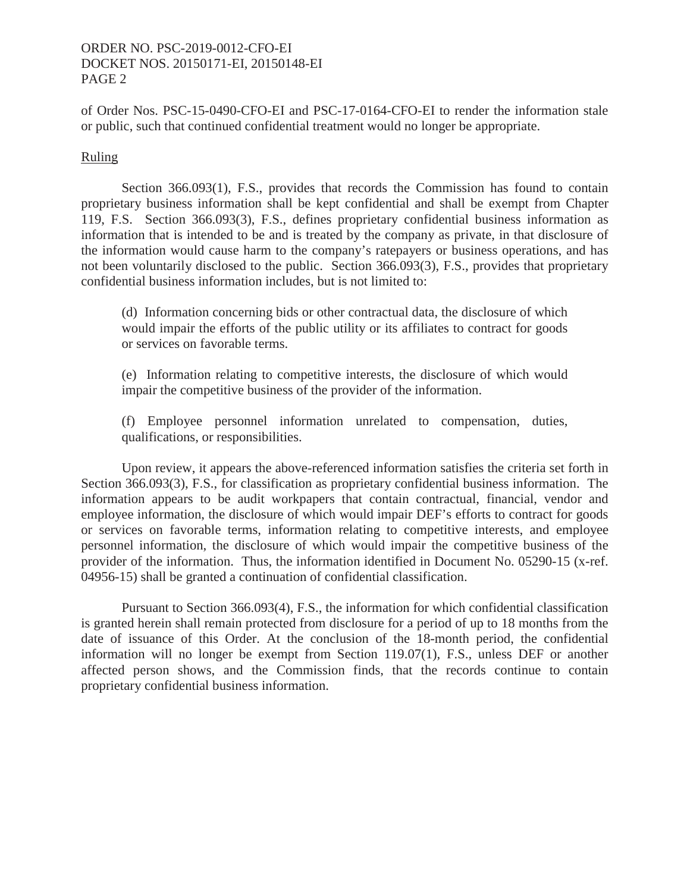of Order Nos. PSC-15-0490-CFO-EI and PSC-17-0164-CFO-EI to render the information stale or public, such that continued confidential treatment would no longer be appropriate.

## Ruling

Section 366.093(1), F.S., provides that records the Commission has found to contain proprietary business information shall be kept confidential and shall be exempt from Chapter 119, F.S. Section 366.093(3), F.S., defines proprietary confidential business information as information that is intended to be and is treated by the company as private, in that disclosure of the information would cause harm to the company's ratepayers or business operations, and has not been voluntarily disclosed to the public. Section 366.093(3), F.S., provides that proprietary confidential business information includes, but is not limited to:

> (d) Information concerning bids or other contractual data, the disclosure of which would impair the efforts of the public utility or its affiliates to contract for goods or services on favorable terms.
>
> (e) Information relating to competitive interests, the disclosure of which would impair the competitive business of the provider of the information.
>
> (f) Employee personnel information unrelated to compensation, duties, qualifications, or responsibilities.

Upon review, it appears the above-referenced information satisfies the criteria set forth in Section 366.093(3), F.S., for classification as proprietary confidential business information. The information appears to be audit workpapers that contain contractual, financial, vendor and employee information, the disclosure of which would impair DEF's efforts to contract for goods or services on favorable terms, information relating to competitive interests, and employee personnel information, the disclosure of which would impair the competitive business of the provider of the information. Thus, the information identified in Document No. 05290-15 (x-ref. 04956-15) shall be granted a continuation of confidential classification.

Pursuant to Section 366.093(4), F.S., the information for which confidential classification is granted herein shall remain protected from disclosure for a period of up to 18 months from the date of issuance of this Order. At the conclusion of the 18-month period, the confidential information will no longer be exempt from Section 119.07(1), F.S., unless DEF or another affected person shows, and the Commission finds, that the records continue to contain proprietary confidential business information.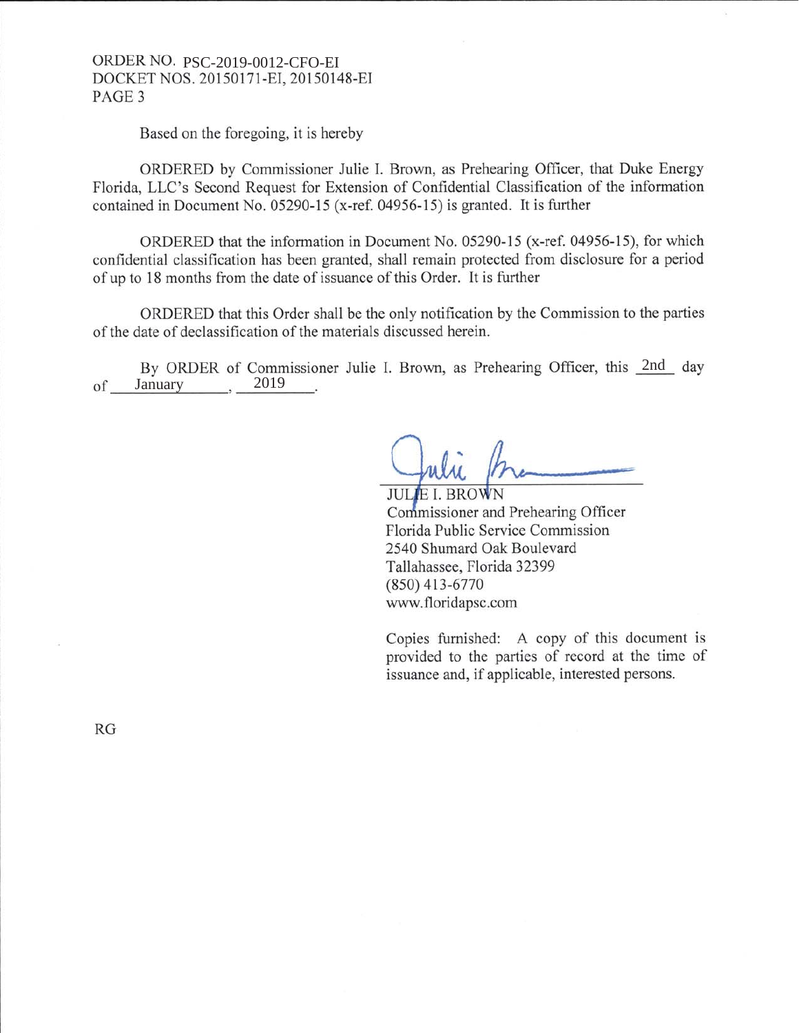Based on the foregoing, it is hereby

ORDERED by Commissioner Julie I. Brown, as Prehearing Officer, that Duke Energy Florida, LLC's Second Request for Extension of Confidential Classification of the information contained in Document No. 05290-15 (x-ref. 04956-15) is granted. It is further

ORDERED that the information in Document No. 05290-15 (x-ref. 04956-15), for which confidential classification has been granted, shall remain protected from disclosure for a period of up to 18 months from the date of issuance of this Order. It is further

ORDERED that this Order shall be the only notification by the Commission to the parties of the date of declassification of the materials discussed herein.

By ORDER of Commissioner Julie I. Brown, as Prehearing Officer, this 2nd day of January, 2019.

JULIE I. BROWN
Commissioner and Prehearing Officer
Florida Public Service Commission
2540 Shumard Oak Boulevard
Tallahassee, Florida 32399
(850) 413-6770
www.floridapsc.com

Copies furnished: A copy of this document is provided to the parties of record at the time of issuance and, if applicable, interested persons.

RG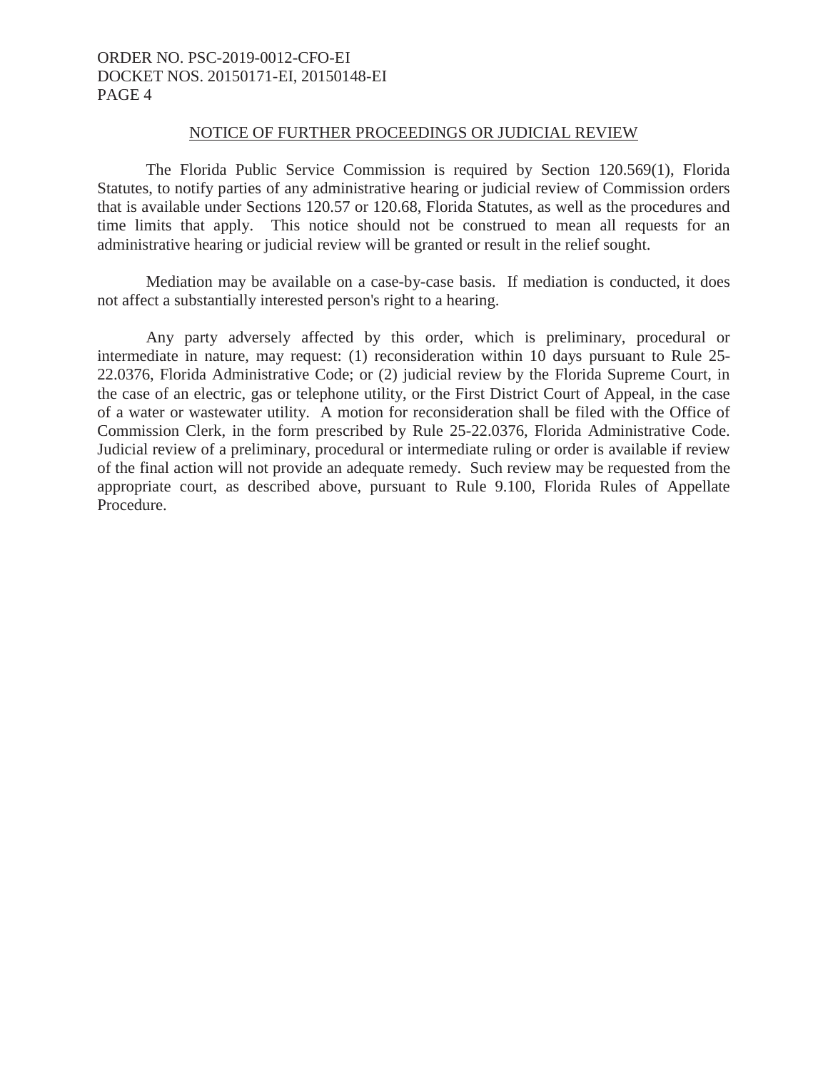## NOTICE OF FURTHER PROCEEDINGS OR JUDICIAL REVIEW

The Florida Public Service Commission is required by Section 120.569(1), Florida Statutes, to notify parties of any administrative hearing or judicial review of Commission orders that is available under Sections 120.57 or 120.68, Florida Statutes, as well as the procedures and time limits that apply. This notice should not be construed to mean all requests for an administrative hearing or judicial review will be granted or result in the relief sought.

Mediation may be available on a case-by-case basis. If mediation is conducted, it does not affect a substantially interested person's right to a hearing.

Any party adversely affected by this order, which is preliminary, procedural or intermediate in nature, may request: (1) reconsideration within 10 days pursuant to Rule 25-22.0376, Florida Administrative Code; or (2) judicial review by the Florida Supreme Court, in the case of an electric, gas or telephone utility, or the First District Court of Appeal, in the case of a water or wastewater utility. A motion for reconsideration shall be filed with the Office of Commission Clerk, in the form prescribed by Rule 25-22.0376, Florida Administrative Code. Judicial review of a preliminary, procedural or intermediate ruling or order is available if review of the final action will not provide an adequate remedy. Such review may be requested from the appropriate court, as described above, pursuant to Rule 9.100, Florida Rules of Appellate Procedure.